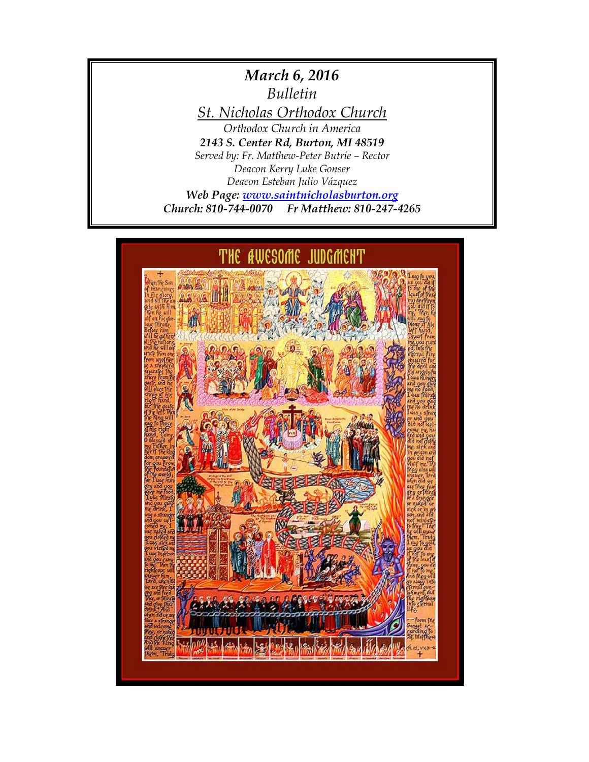***March 6, 2016***

*Bulletin*

*St. Nicholas Orthodox Church*

*Orthodox Church in America*

***2143 S. Center Rd, Burton, MI 48519***

*Served by: Fr. Matthew-Peter Butrie – Rector*

*Deacon Kerry Luke Gonser*

*Deacon Esteban Julio Vázquez*

***Web Page: www.saintnicholasburton.org***

***Church: 810-744-0070 Fr Matthew: 810-247-4265***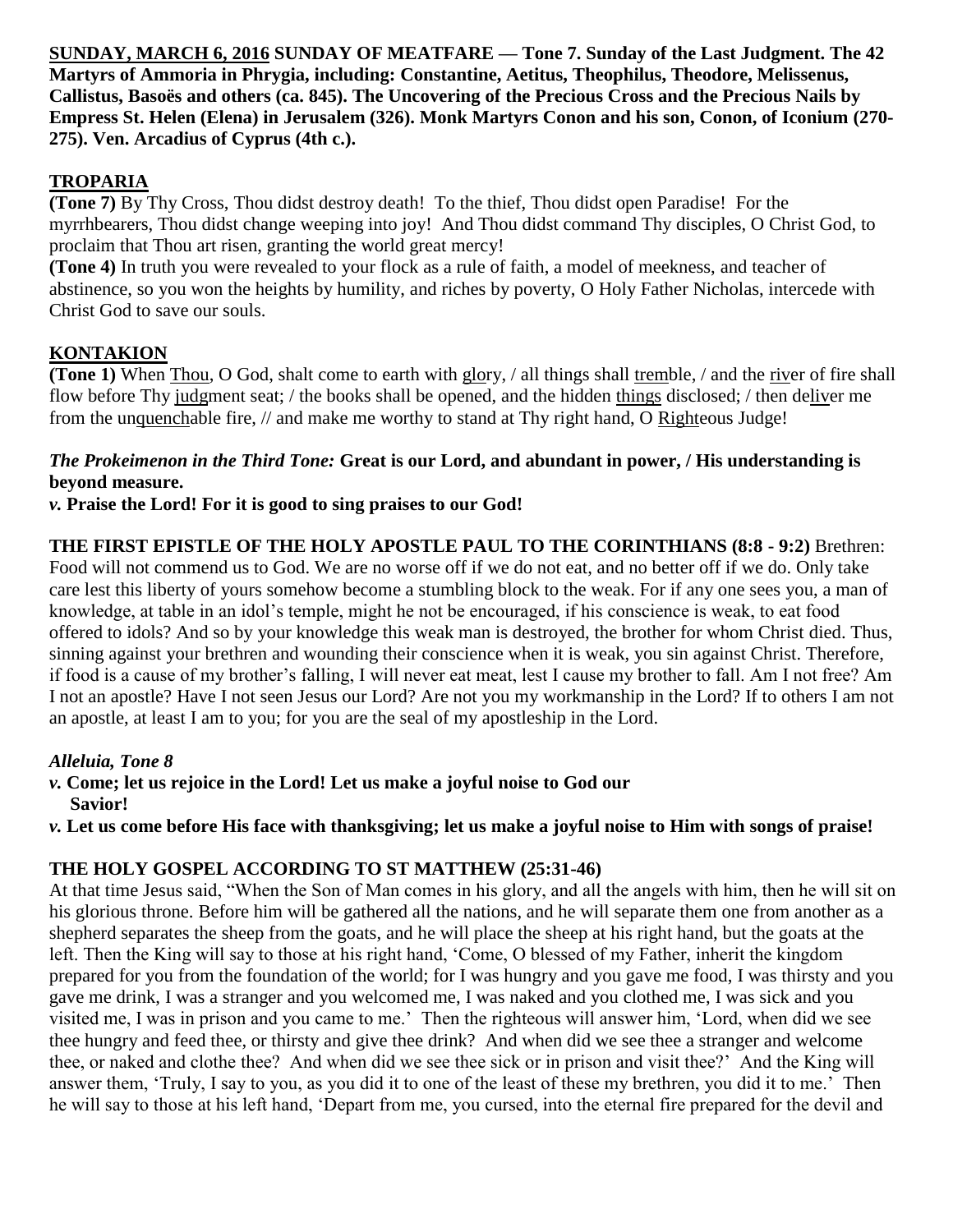**SUNDAY, MARCH 6, 2016 SUNDAY OF MEATFARE — Tone 7. Sunday of the Last Judgment. The 42 Martyrs of Ammoria in Phrygia, including: Constantine, Aetitus, Theophilus, Theodore, Melissenus, Callistus, Basoës and others (ca. 845). The Uncovering of the Precious Cross and the Precious Nails by Empress St. Helen (Elena) in Jerusalem (326). Monk Martyrs Conon and his son, Conon, of Iconium (270-275). Ven. Arcadius of Cyprus (4th c.).**

## TROPARIA

**(Tone 7)** By Thy Cross, Thou didst destroy death! To the thief, Thou didst open Paradise! For the myrrhbearers, Thou didst change weeping into joy! And Thou didst command Thy disciples, O Christ God, to proclaim that Thou art risen, granting the world great mercy!

**(Tone 4)** In truth you were revealed to your flock as a rule of faith, a model of meekness, and teacher of abstinence, so you won the heights by humility, and riches by poverty, O Holy Father Nicholas, intercede with Christ God to save our souls.

## KONTAKION

**(Tone 1)** When Thou, O God, shalt come to earth with glory, / all things shall tremble, / and the river of fire shall flow before Thy judgment seat; / the books shall be opened, and the hidden things disclosed; / then deliver me from the unquenchable fire, // and make me worthy to stand at Thy right hand, O Righteous Judge!

***The Prokeimenon in the Third Tone:*** **Great is our Lord, and abundant in power, / His understanding is beyond measure.**

***v.*** **Praise the Lord! For it is good to sing praises to our God!**

**THE FIRST EPISTLE OF THE HOLY APOSTLE PAUL TO THE CORINTHIANS (8:8 - 9:2)** Brethren: Food will not commend us to God. We are no worse off if we do not eat, and no better off if we do. Only take care lest this liberty of yours somehow become a stumbling block to the weak. For if any one sees you, a man of knowledge, at table in an idol's temple, might he not be encouraged, if his conscience is weak, to eat food offered to idols? And so by your knowledge this weak man is destroyed, the brother for whom Christ died. Thus, sinning against your brethren and wounding their conscience when it is weak, you sin against Christ. Therefore, if food is a cause of my brother's falling, I will never eat meat, lest I cause my brother to fall. Am I not free? Am I not an apostle? Have I not seen Jesus our Lord? Are not you my workmanship in the Lord? If to others I am not an apostle, at least I am to you; for you are the seal of my apostleship in the Lord.

***Alleluia, Tone 8***

***v.*** **Come; let us rejoice in the Lord! Let us make a joyful noise to God our Savior!**

***v.*** **Let us come before His face with thanksgiving; let us make a joyful noise to Him with songs of praise!**

**THE HOLY GOSPEL ACCORDING TO ST MATTHEW (25:31-46)**

At that time Jesus said, "When the Son of Man comes in his glory, and all the angels with him, then he will sit on his glorious throne. Before him will be gathered all the nations, and he will separate them one from another as a shepherd separates the sheep from the goats, and he will place the sheep at his right hand, but the goats at the left. Then the King will say to those at his right hand, 'Come, O blessed of my Father, inherit the kingdom prepared for you from the foundation of the world; for I was hungry and you gave me food, I was thirsty and you gave me drink, I was a stranger and you welcomed me, I was naked and you clothed me, I was sick and you visited me, I was in prison and you came to me.' Then the righteous will answer him, 'Lord, when did we see thee hungry and feed thee, or thirsty and give thee drink? And when did we see thee a stranger and welcome thee, or naked and clothe thee? And when did we see thee sick or in prison and visit thee?' And the King will answer them, 'Truly, I say to you, as you did it to one of the least of these my brethren, you did it to me.' Then he will say to those at his left hand, 'Depart from me, you cursed, into the eternal fire prepared for the devil and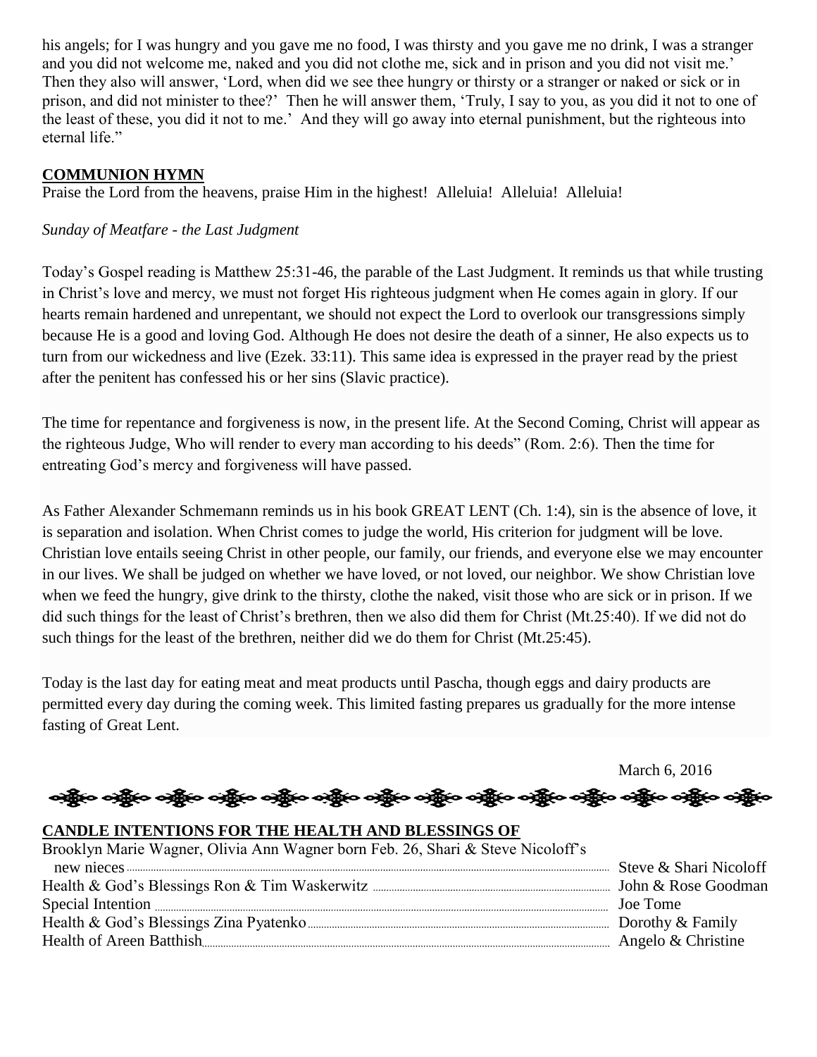his angels; for I was hungry and you gave me no food, I was thirsty and you gave me no drink, I was a stranger and you did not welcome me, naked and you did not clothe me, sick and in prison and you did not visit me.' Then they also will answer, 'Lord, when did we see thee hungry or thirsty or a stranger or naked or sick or in prison, and did not minister to thee?' Then he will answer them, 'Truly, I say to you, as you did it not to one of the least of these, you did it not to me.' And they will go away into eternal punishment, but the righteous into eternal life."

**COMMUNION HYMN**

Praise the Lord from the heavens, praise Him in the highest! Alleluia! Alleluia! Alleluia!

*Sunday of Meatfare - the Last Judgment*

Today's Gospel reading is Matthew 25:31-46, the parable of the Last Judgment. It reminds us that while trusting in Christ's love and mercy, we must not forget His righteous judgment when He comes again in glory. If our hearts remain hardened and unrepentant, we should not expect the Lord to overlook our transgressions simply because He is a good and loving God. Although He does not desire the death of a sinner, He also expects us to turn from our wickedness and live (Ezek. 33:11). This same idea is expressed in the prayer read by the priest after the penitent has confessed his or her sins (Slavic practice).

The time for repentance and forgiveness is now, in the present life. At the Second Coming, Christ will appear as the righteous Judge, Who will render to every man according to his deeds" (Rom. 2:6). Then the time for entreating God's mercy and forgiveness will have passed.

As Father Alexander Schmemann reminds us in his book GREAT LENT (Ch. 1:4), sin is the absence of love, it is separation and isolation. When Christ comes to judge the world, His criterion for judgment will be love. Christian love entails seeing Christ in other people, our family, our friends, and everyone else we may encounter in our lives. We shall be judged on whether we have loved, or not loved, our neighbor. We show Christian love when we feed the hungry, give drink to the thirsty, clothe the naked, visit those who are sick or in prison. If we did such things for the least of Christ's brethren, then we also did them for Christ (Mt.25:40). If we did not do such things for the least of the brethren, neither did we do them for Christ (Mt.25:45).

Today is the last day for eating meat and meat products until Pascha, though eggs and dairy products are permitted every day during the coming week. This limited fasting prepares us gradually for the more intense fasting of Great Lent.

March 6, 2016

**CANDLE INTENTIONS FOR THE HEALTH AND BLESSINGS OF**

Brooklyn Marie Wagner, Olivia Ann Wagner born Feb. 26, Shari & Steve Nicoloff's new nieces ........ Steve & Shari Nicoloff
Health & God's Blessings Ron & Tim Waskerwitz ........ John & Rose Goodman
Special Intention ........ Joe Tome
Health & God's Blessings Zina Pyatenko ........ Dorothy & Family
Health of Areen Batthish ........ Angelo & Christine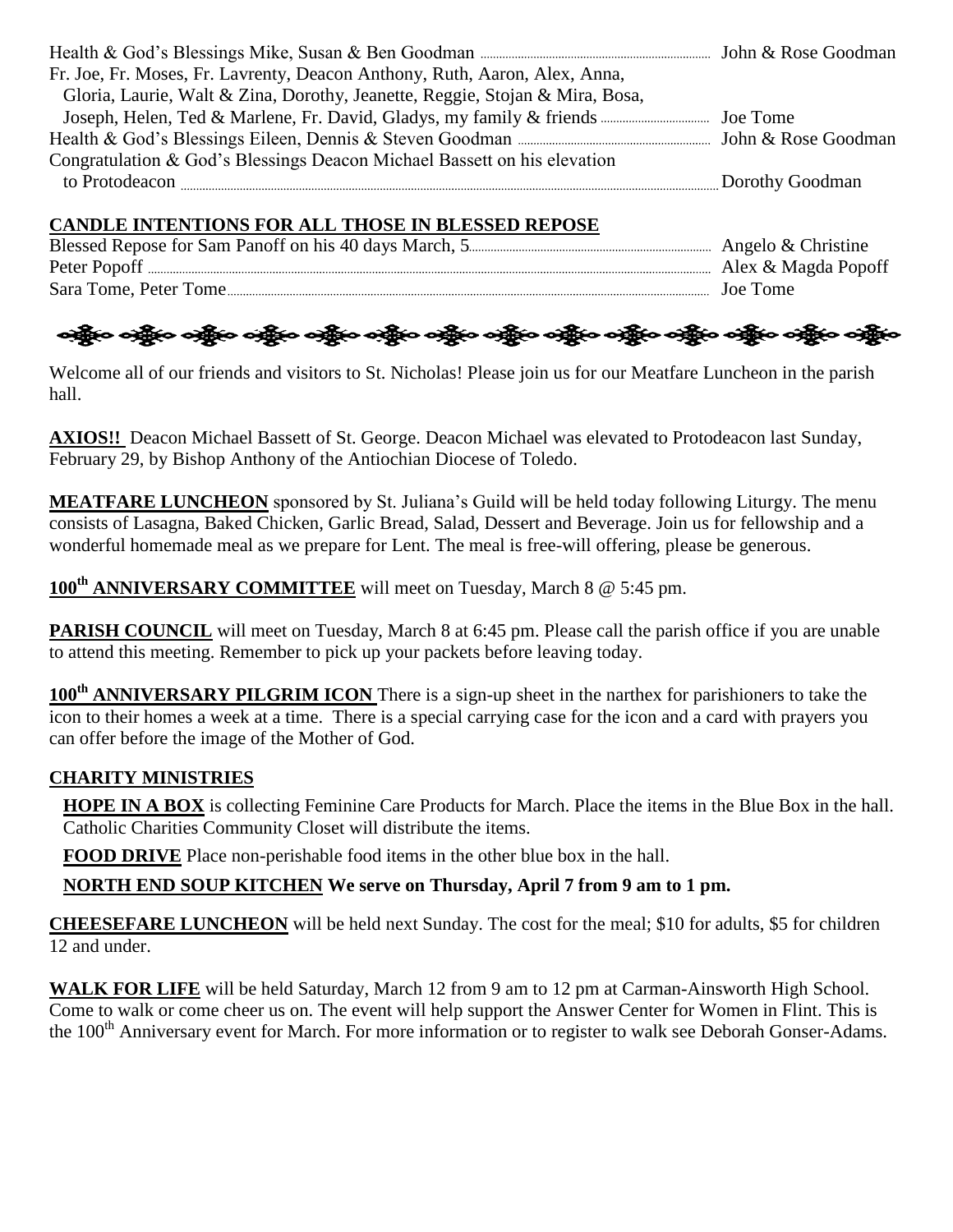Health & God's Blessings Mike, Susan & Ben Goodman ........ John & Rose Goodman

Fr. Joe, Fr. Moses, Fr. Lavrenty, Deacon Anthony, Ruth, Aaron, Alex, Anna, Gloria, Laurie, Walt & Zina, Dorothy, Jeanette, Reggie, Stojan & Mira, Bosa, Joseph, Helen, Ted & Marlene, Fr. David, Gladys, my family & friends ........ Joe Tome

Health & God's Blessings Eileen, Dennis & Steven Goodman ........ John & Rose Goodman

Congratulation & God's Blessings Deacon Michael Bassett on his elevation to Protodeacon ........ Dorothy Goodman

## CANDLE INTENTIONS FOR ALL THOSE IN BLESSED REPOSE

Blessed Repose for Sam Panoff on his 40 days March, 5........ Angelo & Christine

Peter Popoff ........ Alex & Magda Popoff

Sara Tome, Peter Tome........ Joe Tome

Welcome all of our friends and visitors to St. Nicholas! Please join us for our Meatfare Luncheon in the parish hall.

**AXIOS!!** Deacon Michael Bassett of St. George. Deacon Michael was elevated to Protodeacon last Sunday, February 29, by Bishop Anthony of the Antiochian Diocese of Toledo.

**MEATFARE LUNCHEON** sponsored by St. Juliana's Guild will be held today following Liturgy. The menu consists of Lasagna, Baked Chicken, Garlic Bread, Salad, Dessert and Beverage. Join us for fellowship and a wonderful homemade meal as we prepare for Lent. The meal is free-will offering, please be generous.

**100th ANNIVERSARY COMMITTEE** will meet on Tuesday, March 8 @ 5:45 pm.

**PARISH COUNCIL** will meet on Tuesday, March 8 at 6:45 pm. Please call the parish office if you are unable to attend this meeting. Remember to pick up your packets before leaving today.

**100th ANNIVERSARY PILGRIM ICON** There is a sign-up sheet in the narthex for parishioners to take the icon to their homes a week at a time. There is a special carrying case for the icon and a card with prayers you can offer before the image of the Mother of God.

## CHARITY MINISTRIES

**HOPE IN A BOX** is collecting Feminine Care Products for March. Place the items in the Blue Box in the hall. Catholic Charities Community Closet will distribute the items.

**FOOD DRIVE** Place non-perishable food items in the other blue box in the hall.

**NORTH END SOUP KITCHEN We serve on Thursday, April 7 from 9 am to 1 pm.**

**CHEESEFARE LUNCHEON** will be held next Sunday. The cost for the meal; $10 for adults, $5 for children 12 and under.

**WALK FOR LIFE** will be held Saturday, March 12 from 9 am to 12 pm at Carman-Ainsworth High School. Come to walk or come cheer us on. The event will help support the Answer Center for Women in Flint. This is the 100th Anniversary event for March. For more information or to register to walk see Deborah Gonser-Adams.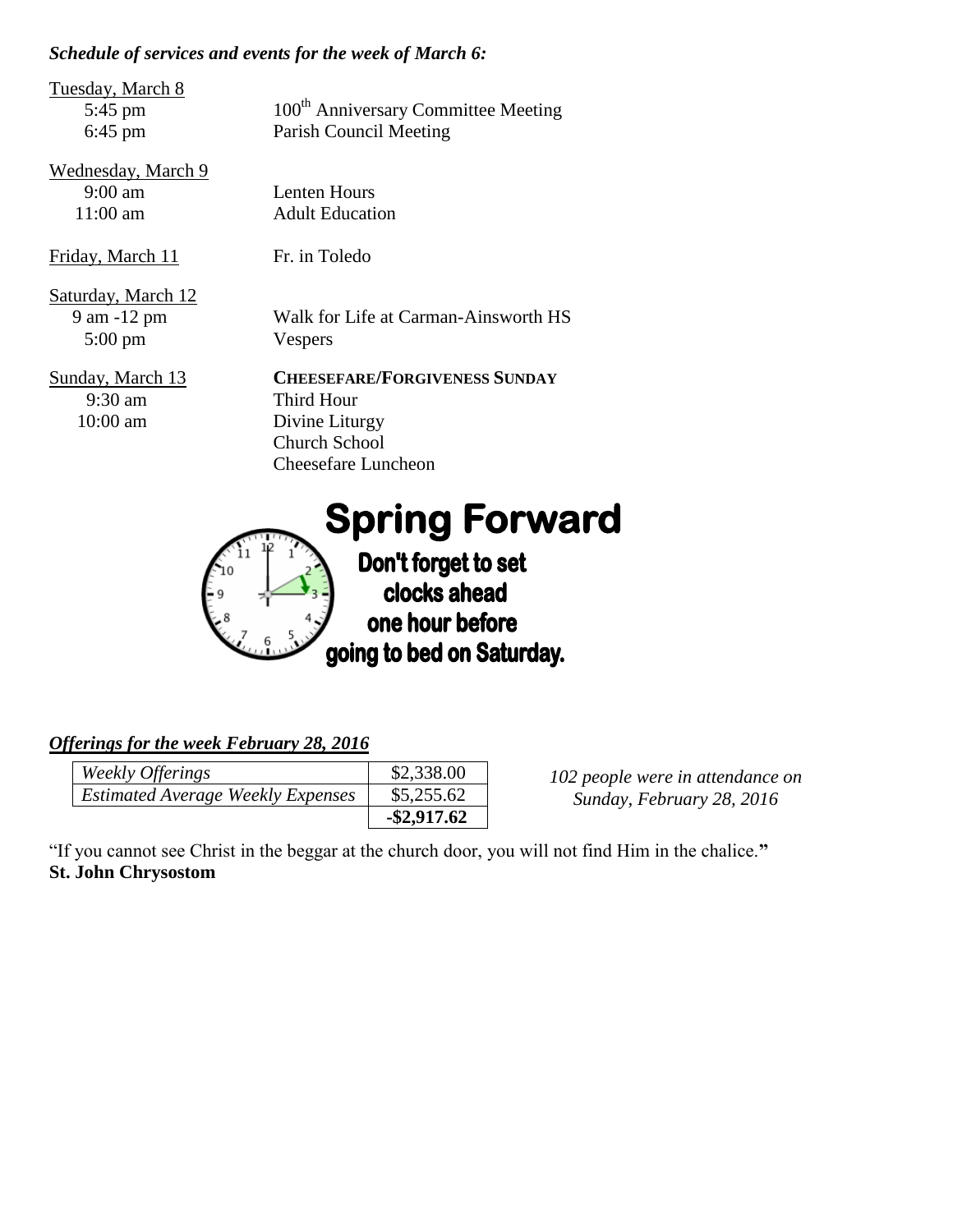***Schedule of services and events for the week of March 6:***

Tuesday, March 8
5:45 pm — 100th Anniversary Committee Meeting
6:45 pm — Parish Council Meeting

Wednesday, March 9
9:00 am — Lenten Hours
11:00 am — Adult Education

Friday, March 11 — Fr. in Toledo

Saturday, March 12
9 am -12 pm — Walk for Life at Carman-Ainsworth HS
5:00 pm — Vespers

Sunday, March 13 — **CHEESEFARE/FORGIVENESS SUNDAY**
9:30 am — Third Hour
10:00 am — Divine Liturgy
Church School
Cheesefare Luncheon

**Spring Forward**

**Don't forget to set clocks ahead one hour before going to bed on Saturday.**

***Offerings for the week February 28, 2016***

| | |
|---|---|
| *Weekly Offerings* | $2,338.00 |
| *Estimated Average Weekly Expenses* | $5,255.62 |
| | **-$2,917.62** |

*102 people were in attendance on Sunday, February 28, 2016*

"If you cannot see Christ in the beggar at the church door, you will not find Him in the chalice."
**St. John Chrysostom**